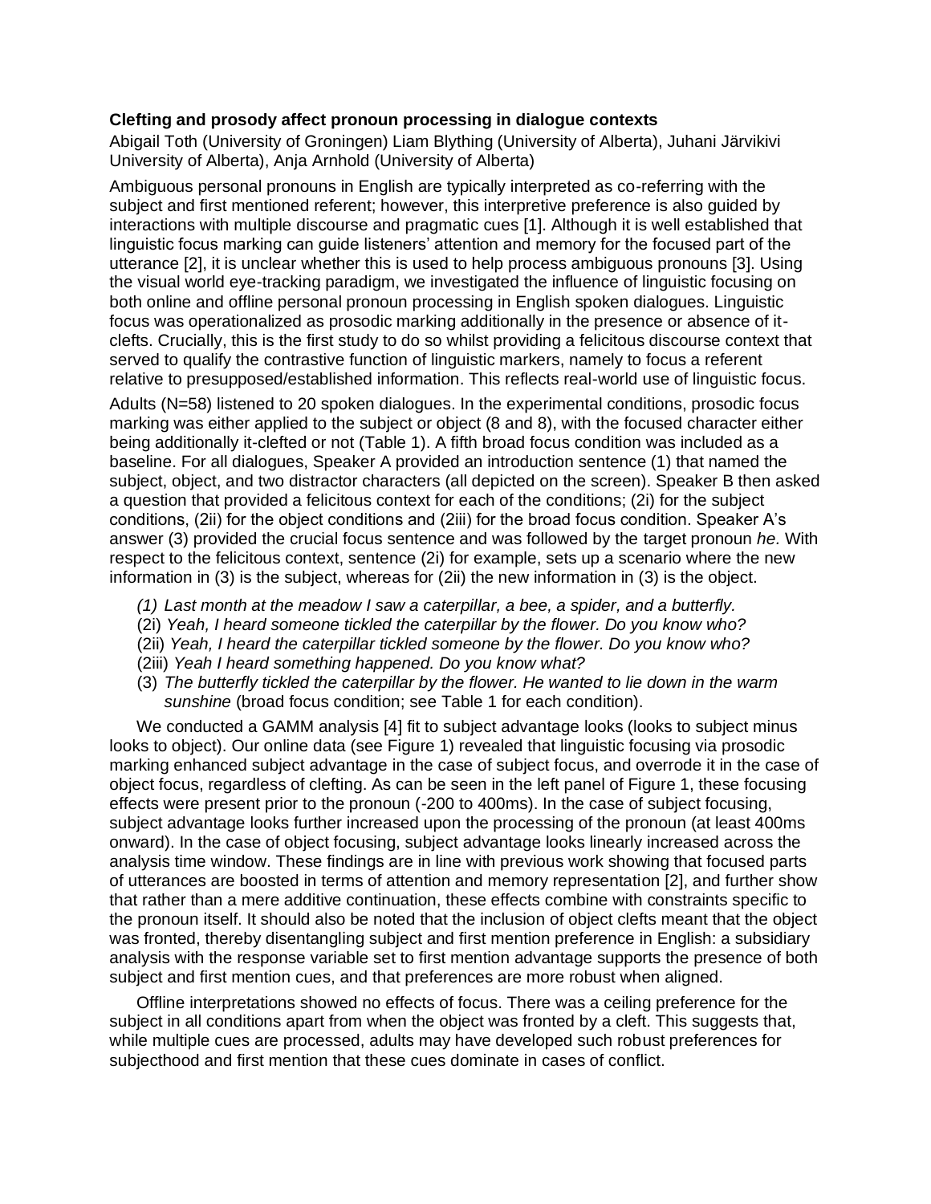**Clefting and prosody affect pronoun processing in dialogue contexts**

Abigail Toth (University of Groningen) Liam Blything (University of Alberta), Juhani Järvikivi University of Alberta), Anja Arnhold (University of Alberta)

Ambiguous personal pronouns in English are typically interpreted as co-referring with the subject and first mentioned referent; however, this interpretive preference is also guided by interactions with multiple discourse and pragmatic cues [1]. Although it is well established that linguistic focus marking can guide listeners' attention and memory for the focused part of the utterance [2], it is unclear whether this is used to help process ambiguous pronouns [3]. Using the visual world eye-tracking paradigm, we investigated the influence of linguistic focusing on both online and offline personal pronoun processing in English spoken dialogues. Linguistic focus was operationalized as prosodic marking additionally in the presence or absence of it-clefts. Crucially, this is the first study to do so whilst providing a felicitous discourse context that served to qualify the contrastive function of linguistic markers, namely to focus a referent relative to presupposed/established information. This reflects real-world use of linguistic focus.

Adults (N=58) listened to 20 spoken dialogues. In the experimental conditions, prosodic focus marking was either applied to the subject or object (8 and 8), with the focused character either being additionally it-clefted or not (Table 1). A fifth broad focus condition was included as a baseline. For all dialogues, Speaker A provided an introduction sentence (1) that named the subject, object, and two distractor characters (all depicted on the screen). Speaker B then asked a question that provided a felicitous context for each of the conditions; (2i) for the subject conditions, (2ii) for the object conditions and (2iii) for the broad focus condition. Speaker A's answer (3) provided the crucial focus sentence and was followed by the target pronoun *he.* With respect to the felicitous context, sentence (2i) for example, sets up a scenario where the new information in (3) is the subject, whereas for (2ii) the new information in (3) is the object.

- *(1) Last month at the meadow I saw a caterpillar, a bee, a spider, and a butterfly.*
- (2i) *Yeah, I heard someone tickled the caterpillar by the flower. Do you know who?*
- (2ii) *Yeah, I heard the caterpillar tickled someone by the flower. Do you know who?*
- (2iii) *Yeah I heard something happened. Do you know what?*
- (3) *The butterfly tickled the caterpillar by the flower. He wanted to lie down in the warm sunshine* (broad focus condition; see Table 1 for each condition).

We conducted a GAMM analysis [4] fit to subject advantage looks (looks to subject minus looks to object). Our online data (see Figure 1) revealed that linguistic focusing via prosodic marking enhanced subject advantage in the case of subject focus, and overrode it in the case of object focus, regardless of clefting. As can be seen in the left panel of Figure 1, these focusing effects were present prior to the pronoun (-200 to 400ms). In the case of subject focusing, subject advantage looks further increased upon the processing of the pronoun (at least 400ms onward). In the case of object focusing, subject advantage looks linearly increased across the analysis time window. These findings are in line with previous work showing that focused parts of utterances are boosted in terms of attention and memory representation [2], and further show that rather than a mere additive continuation, these effects combine with constraints specific to the pronoun itself. It should also be noted that the inclusion of object clefts meant that the object was fronted, thereby disentangling subject and first mention preference in English: a subsidiary analysis with the response variable set to first mention advantage supports the presence of both subject and first mention cues, and that preferences are more robust when aligned.

Offline interpretations showed no effects of focus. There was a ceiling preference for the subject in all conditions apart from when the object was fronted by a cleft. This suggests that, while multiple cues are processed, adults may have developed such robust preferences for subjecthood and first mention that these cues dominate in cases of conflict.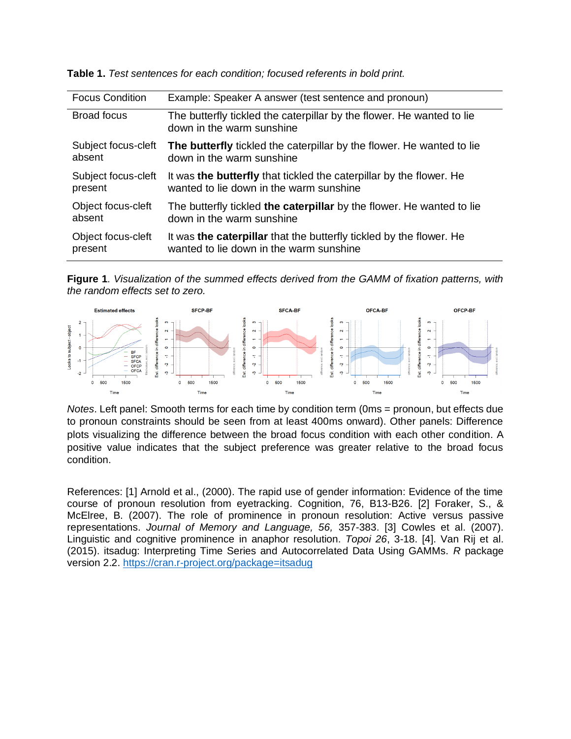**Table 1.** *Test sentences for each condition; focused referents in bold print.*

| Focus Condition | Example: Speaker A answer (test sentence and pronoun) |
| --- | --- |
| Broad focus | The butterfly tickled the caterpillar by the flower. He wanted to lie down in the warm sunshine |
| Subject focus-cleft absent | **The butterfly** tickled the caterpillar by the flower. He wanted to lie down in the warm sunshine |
| Subject focus-cleft present | It was **the butterfly** that tickled the caterpillar by the flower. He wanted to lie down in the warm sunshine |
| Object focus-cleft absent | The butterfly tickled **the caterpillar** by the flower. He wanted to lie down in the warm sunshine |
| Object focus-cleft present | It was **the caterpillar** that the butterfly tickled by the flower. He wanted to lie down in the warm sunshine |

**Figure 1**. *Visualization of the summed effects derived from the GAMM of fixation patterns, with the random effects set to zero.*

Estimated effects

SFCP-BF

SFCA-BF

OFCA-BF

OFCP-BF

Looks to subject - object

Est. difference in difference looks

BF
SFCP
SFCA
OFCP
OFCA

0 500 1500

Time

*Notes*. Left panel: Smooth terms for each time by condition term (0ms = pronoun, but effects due to pronoun constraints should be seen from at least 400ms onward). Other panels: Difference plots visualizing the difference between the broad focus condition with each other condition. A positive value indicates that the subject preference was greater relative to the broad focus condition.

References: [1] Arnold et al., (2000). The rapid use of gender information: Evidence of the time course of pronoun resolution from eyetracking. Cognition, 76, B13-B26. [2] Foraker, S., & McElree, B. (2007). The role of prominence in pronoun resolution: Active versus passive representations. *Journal of Memory and Language, 56,* 357-383. [3] Cowles et al. (2007). Linguistic and cognitive prominence in anaphor resolution. *Topoi 26*, 3-18. [4]. Van Rij et al. (2015). itsadug: Interpreting Time Series and Autocorrelated Data Using GAMMs. *R* package version 2.2. https://cran.r-project.org/package=itsadug